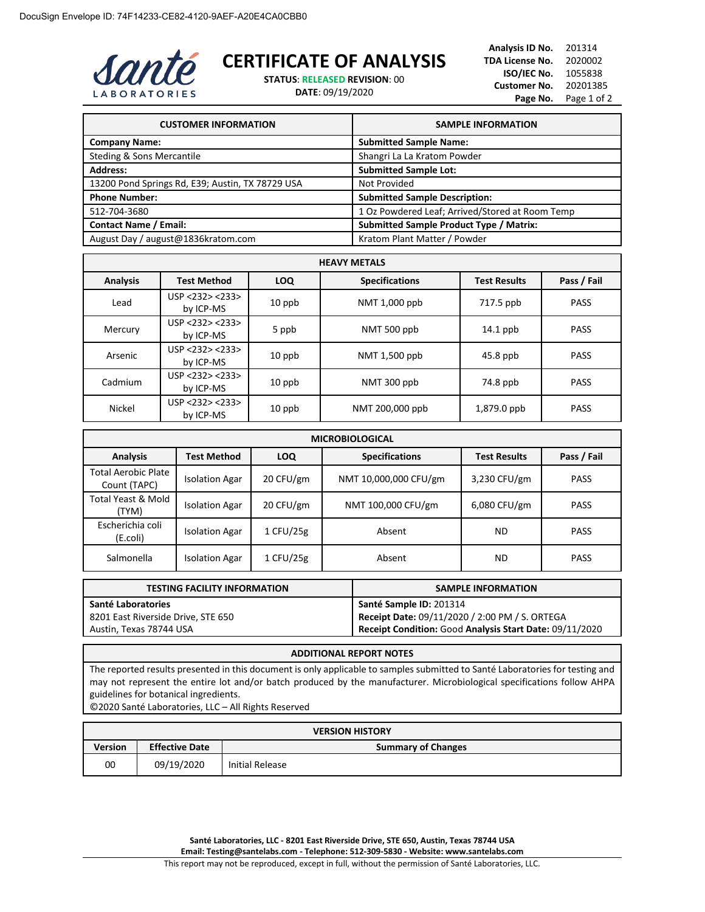DocuSign Envelope ID: 74F14233-CE82-4120-9AEF-A20E4CA0CBB0

Santé LABORATORIES

# CERTIFICATE OF ANALYSIS

**STATUS**: RELEASED **REVISION**: 00
**DATE**: 09/19/2020

**Analysis ID No.** 201314
**TDA License No.** 2020002
**ISO/IEC No.** 1055838
**Customer No.** 20201385

| CUSTOMER INFORMATION | SAMPLE INFORMATION |
|---|---|
| **Company Name:** | **Submitted Sample Name:** |
| Steding & Sons Mercantile | Shangri La La Kratom Powder |
| **Address:** | **Submitted Sample Lot:** |
| 13200 Pond Springs Rd, E39; Austin, TX 78729 USA | Not Provided |
| **Phone Number:** | **Submitted Sample Description:** |
| 512-704-3680 | 1 Oz Powdered Leaf; Arrived/Stored at Room Temp |
| **Contact Name / Email:** | **Submitted Sample Product Type / Matrix:** |
| August Day / august@1836kratom.com | Kratom Plant Matter / Powder |

| HEAVY METALS | | | | | |
|---|---|---|---|---|---|
| **Analysis** | **Test Method** | **LOQ** | **Specifications** | **Test Results** | **Pass / Fail** |
| Lead | USP <232> <233> by ICP-MS | 10 ppb | NMT 1,000 ppb | 717.5 ppb | PASS |
| Mercury | USP <232> <233> by ICP-MS | 5 ppb | NMT 500 ppb | 14.1 ppb | PASS |
| Arsenic | USP <232> <233> by ICP-MS | 10 ppb | NMT 1,500 ppb | 45.8 ppb | PASS |
| Cadmium | USP <232> <233> by ICP-MS | 10 ppb | NMT 300 ppb | 74.8 ppb | PASS |
| Nickel | USP <232> <233> by ICP-MS | 10 ppb | NMT 200,000 ppb | 1,879.0 ppb | PASS |

| MICROBIOLOGICAL | | | | | |
|---|---|---|---|---|---|
| **Analysis** | **Test Method** | **LOQ** | **Specifications** | **Test Results** | **Pass / Fail** |
| Total Aerobic Plate Count (TAPC) | Isolation Agar | 20 CFU/gm | NMT 10,000,000 CFU/gm | 3,230 CFU/gm | PASS |
| Total Yeast & Mold (TYM) | Isolation Agar | 20 CFU/gm | NMT 100,000 CFU/gm | 6,080 CFU/gm | PASS |
| Escherichia coli (E.coli) | Isolation Agar | 1 CFU/25g | Absent | ND | PASS |
| Salmonella | Isolation Agar | 1 CFU/25g | Absent | ND | PASS |

| TESTING FACILITY INFORMATION | SAMPLE INFORMATION |
|---|---|
| **Santé Laboratories**<br>8201 East Riverside Drive, STE 650<br>Austin, Texas 78744 USA | **Santé Sample ID:** 201314<br>**Receipt Date:** 09/11/2020 / 2:00 PM / S. ORTEGA<br>**Receipt Condition:** Good **Analysis Start Date:** 09/11/2020 |

| ADDITIONAL REPORT NOTES |
|---|
| The reported results presented in this document is only applicable to samples submitted to Santé Laboratories for testing and may not represent the entire lot and/or batch produced by the manufacturer. Microbiological specifications follow AHPA guidelines for botanical ingredients.<br>©2020 Santé Laboratories, LLC – All Rights Reserved |

| VERSION HISTORY | | |
|---|---|---|
| **Version** | **Effective Date** | **Summary of Changes** |
| 00 | 09/19/2020 | Initial Release |

**Santé Laboratories, LLC - 8201 East Riverside Drive, STE 650, Austin, Texas 78744 USA**
**Email: Testing@santelabs.com - Telephone: 512-309-5830 - Website: www.santelabs.com**

This report may not be reproduced, except in full, without the permission of Santé Laboratories, LLC.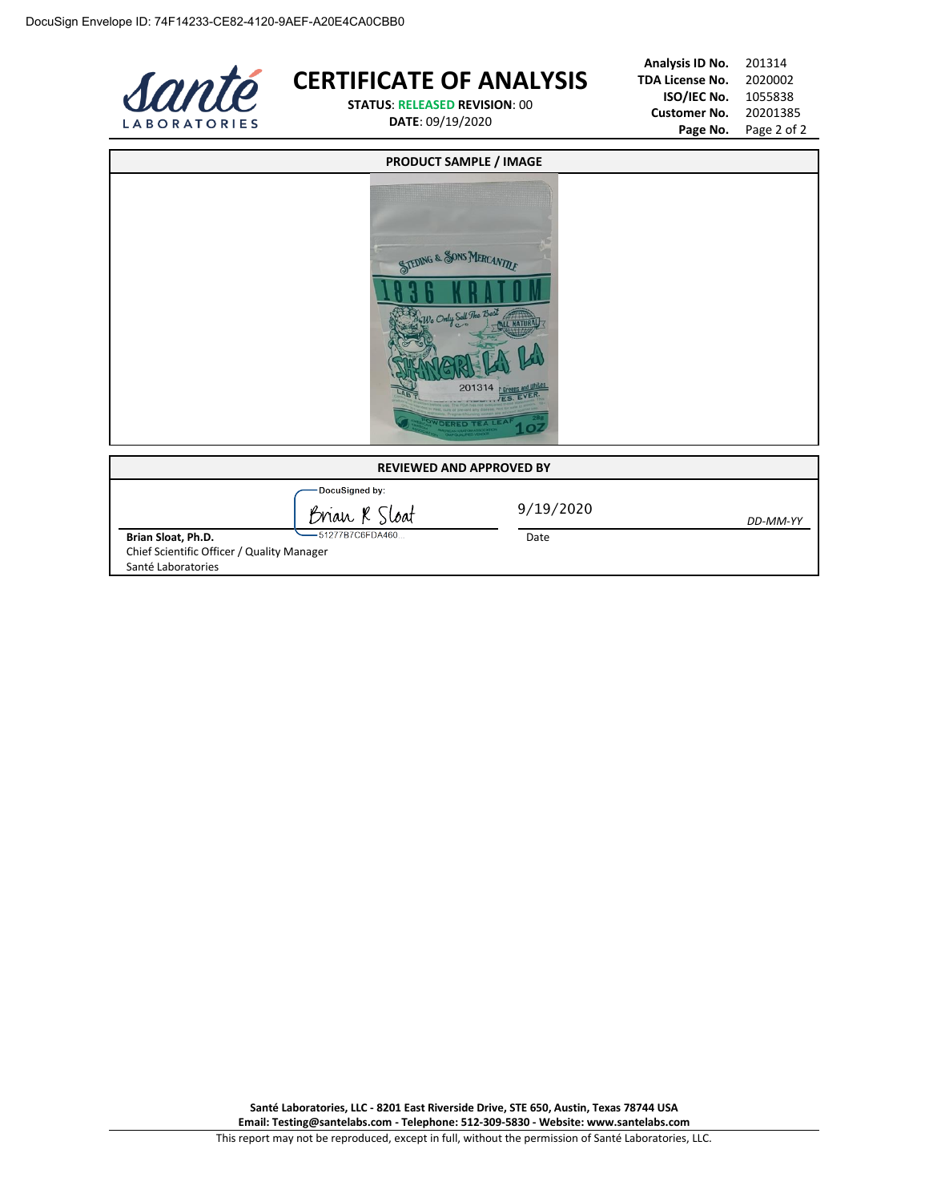DocuSign Envelope ID: 74F14233-CE82-4120-9AEF-A20E4CA0CBB0

Santé LABORATORIES

# CERTIFICATE OF ANALYSIS

**STATUS**: RELEASED **REVISION**: 00
**DATE**: 09/19/2020

| | |
|---|---|
| **Analysis ID No.** | 201314 |
| **TDA License No.** | 2020002 |
| **ISO/IEC No.** | 1055838 |
| **Customer No.** | 20201385 |
| **Page No.** | Page 2 of 2 |

## PRODUCT SAMPLE / IMAGE

STEDING & SONS MERCANTILE
1836 KRATOM
We Only Sell The Best
ALL NATURAL
SHANGRI LA LA
201314
POWDERED TEA LEAF
1oz

## REVIEWED AND APPROVED BY

DocuSigned by:
Brian R Sloat
51277B7C6FDA460...

**Brian Sloat, Ph.D.**
Chief Scientific Officer / Quality Manager
Santé Laboratories

9/19/2020
Date
*DD-MM-YY*

**Santé Laboratories, LLC - 8201 East Riverside Drive, STE 650, Austin, Texas 78744 USA**
**Email: Testing@santelabs.com - Telephone: 512-309-5830 - Website: www.santelabs.com**

This report may not be reproduced, except in full, without the permission of Santé Laboratories, LLC.